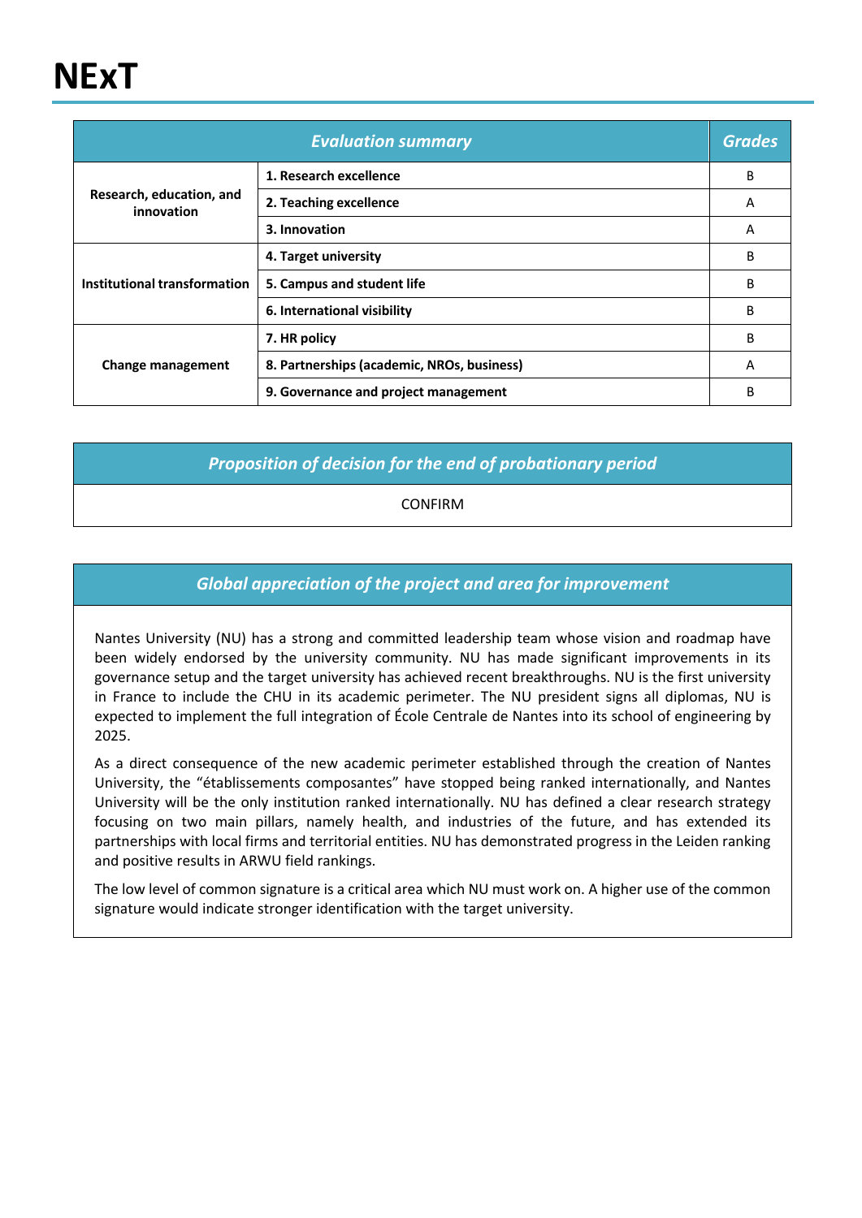# NExT

| Evaluation summary | | Grades |
|---|---|---|
| Research, education, and innovation | 1. Research excellence | B |
| | 2. Teaching excellence | A |
| | 3. Innovation | A |
| Institutional transformation | 4. Target university | B |
| | 5. Campus and student life | B |
| | 6. International visibility | B |
| Change management | 7. HR policy | B |
| | 8. Partnerships (academic, NROs, business) | A |
| | 9. Governance and project management | B |

| Proposition of decision for the end of probationary period |
|---|
| CONFIRM |

## *Global appreciation of the project and area for improvement*

Nantes University (NU) has a strong and committed leadership team whose vision and roadmap have been widely endorsed by the university community. NU has made significant improvements in its governance setup and the target university has achieved recent breakthroughs. NU is the first university in France to include the CHU in its academic perimeter. The NU president signs all diplomas, NU is expected to implement the full integration of École Centrale de Nantes into its school of engineering by 2025.

As a direct consequence of the new academic perimeter established through the creation of Nantes University, the "établissements composantes" have stopped being ranked internationally, and Nantes University will be the only institution ranked internationally. NU has defined a clear research strategy focusing on two main pillars, namely health, and industries of the future, and has extended its partnerships with local firms and territorial entities. NU has demonstrated progress in the Leiden ranking and positive results in ARWU field rankings.

The low level of common signature is a critical area which NU must work on. A higher use of the common signature would indicate stronger identification with the target university.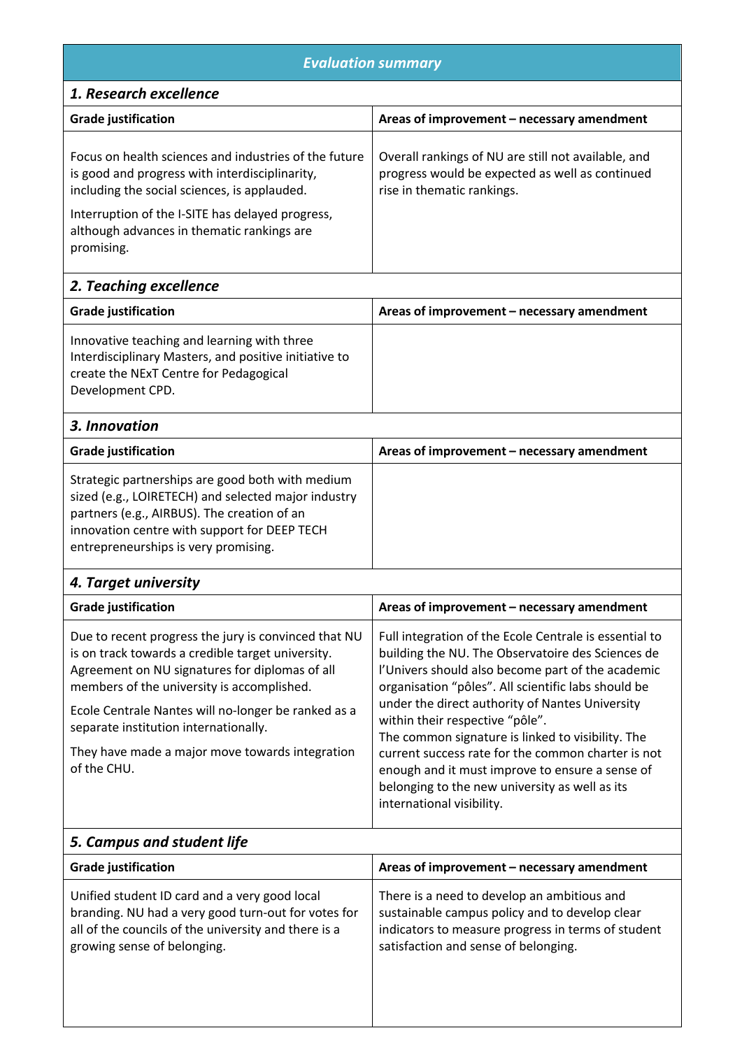## *Evaluation summary*

### *1. Research excellence*

| Grade justification | Areas of improvement – necessary amendment |
|---|---|
| Focus on health sciences and industries of the future is good and progress with interdisciplinarity, including the social sciences, is applauded.<br><br>Interruption of the I-SITE has delayed progress, although advances in thematic rankings are promising. | Overall rankings of NU are still not available, and progress would be expected as well as continued rise in thematic rankings. |

### *2. Teaching excellence*

| Grade justification | Areas of improvement – necessary amendment |
|---|---|
| Innovative teaching and learning with three Interdisciplinary Masters, and positive initiative to create the NExT Centre for Pedagogical Development CPD. | |

### *3. Innovation*

| Grade justification | Areas of improvement – necessary amendment |
|---|---|
| Strategic partnerships are good both with medium sized (e.g., LOIRETECH) and selected major industry partners (e.g., AIRBUS). The creation of an innovation centre with support for DEEP TECH entrepreneurships is very promising. | |

### *4. Target university*

| Grade justification | Areas of improvement – necessary amendment |
|---|---|
| Due to recent progress the jury is convinced that NU is on track towards a credible target university. Agreement on NU signatures for diplomas of all members of the university is accomplished.<br><br>Ecole Centrale Nantes will no-longer be ranked as a separate institution internationally.<br><br>They have made a major move towards integration of the CHU. | Full integration of the Ecole Centrale is essential to building the NU. The Observatoire des Sciences de l'Univers should also become part of the academic organisation "pôles". All scientific labs should be under the direct authority of Nantes University within their respective "pôle".<br>The common signature is linked to visibility. The current success rate for the common charter is not enough and it must improve to ensure a sense of belonging to the new university as well as its international visibility. |

### *5. Campus and student life*

| Grade justification | Areas of improvement – necessary amendment |
|---|---|
| Unified student ID card and a very good local branding. NU had a very good turn-out for votes for all of the councils of the university and there is a growing sense of belonging. | There is a need to develop an ambitious and sustainable campus policy and to develop clear indicators to measure progress in terms of student satisfaction and sense of belonging. |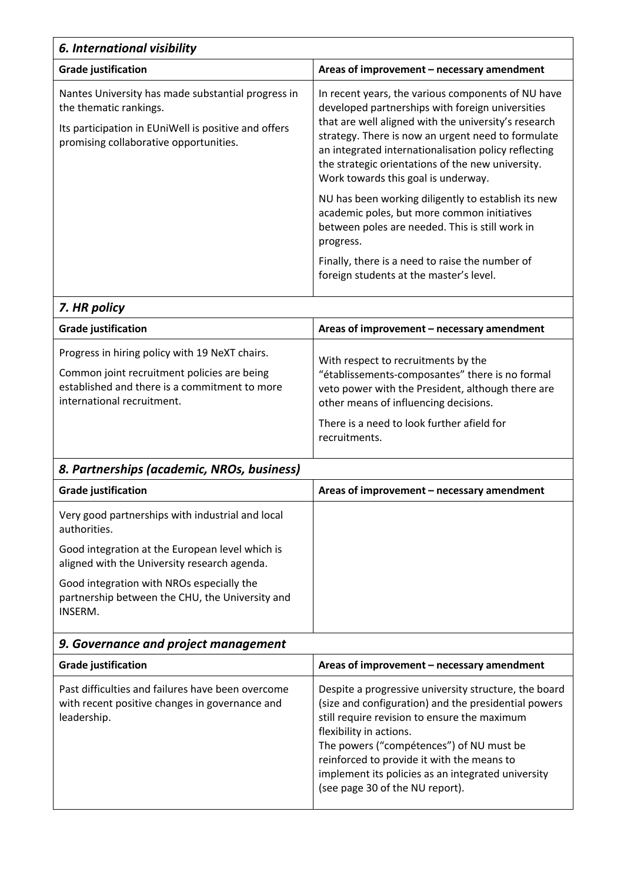### *6. International visibility*

| Grade justification | Areas of improvement – necessary amendment |
|---|---|
| Nantes University has made substantial progress in the thematic rankings.<br><br>Its participation in EUniWell is positive and offers promising collaborative opportunities. | In recent years, the various components of NU have developed partnerships with foreign universities that are well aligned with the university's research strategy. There is now an urgent need to formulate an integrated internationalisation policy reflecting the strategic orientations of the new university. Work towards this goal is underway.<br><br>NU has been working diligently to establish its new academic poles, but more common initiatives between poles are needed. This is still work in progress.<br><br>Finally, there is a need to raise the number of foreign students at the master's level. |

### *7. HR policy*

| Grade justification | Areas of improvement – necessary amendment |
|---|---|
| Progress in hiring policy with 19 NeXT chairs.<br><br>Common joint recruitment policies are being established and there is a commitment to more international recruitment. | With respect to recruitments by the "établissements-composantes" there is no formal veto power with the President, although there are other means of influencing decisions.<br><br>There is a need to look further afield for recruitments. |

### *8. Partnerships (academic, NROs, business)*

| Grade justification | Areas of improvement – necessary amendment |
|---|---|
| Very good partnerships with industrial and local authorities.<br><br>Good integration at the European level which is aligned with the University research agenda.<br><br>Good integration with NROs especially the partnership between the CHU, the University and INSERM. | |

### *9. Governance and project management*

| Grade justification | Areas of improvement – necessary amendment |
|---|---|
| Past difficulties and failures have been overcome with recent positive changes in governance and leadership. | Despite a progressive university structure, the board (size and configuration) and the presidential powers still require revision to ensure the maximum flexibility in actions.<br>The powers ("compétences") of NU must be reinforced to provide it with the means to implement its policies as an integrated university (see page 30 of the NU report). |